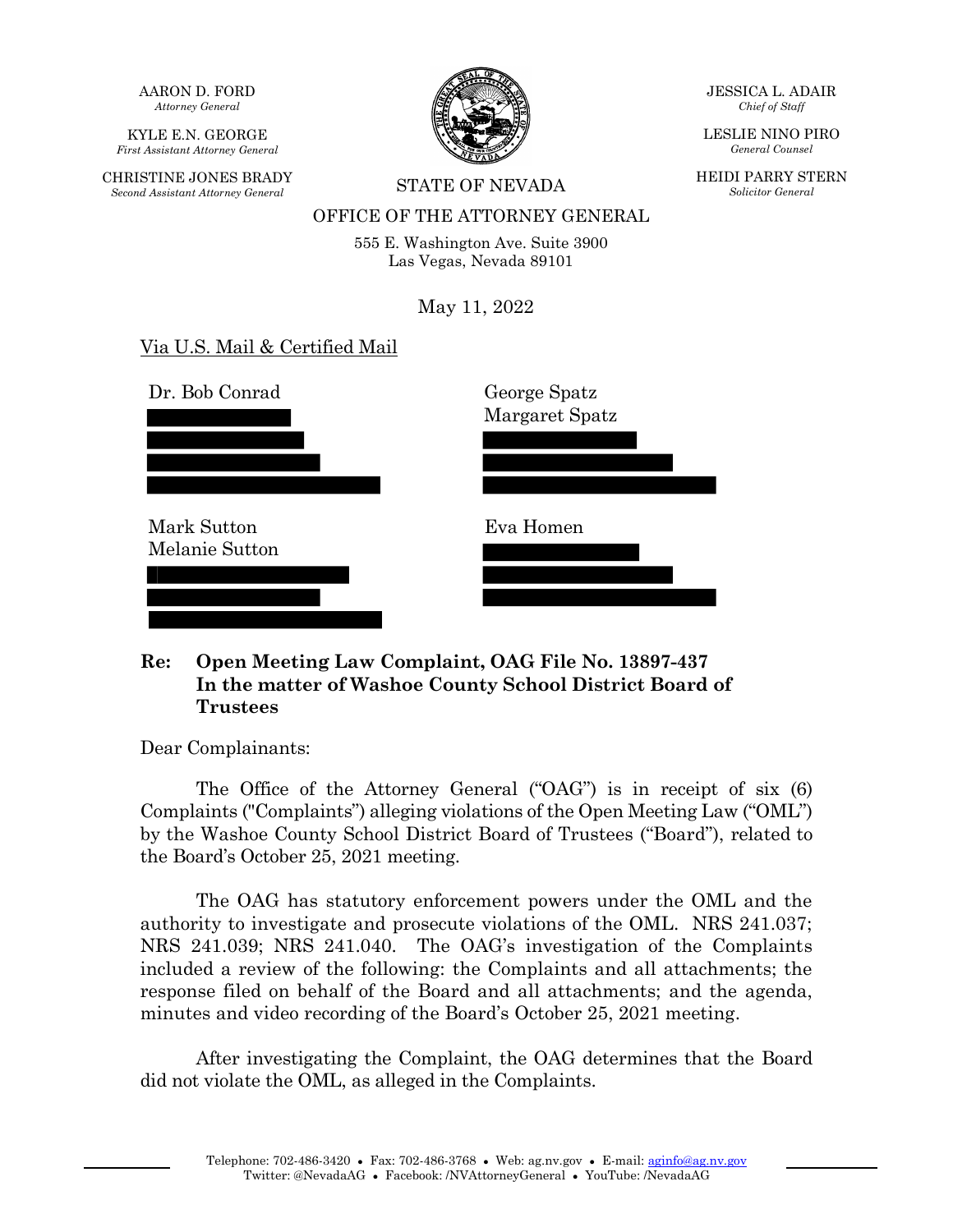AARON D. FORD
*Attorney General*

KYLE E.N. GEORGE
*First Assistant Attorney General*

CHRISTINE JONES BRADY
*Second Assistant Attorney General*

JESSICA L. ADAIR
*Chief of Staff*

LESLIE NINO PIRO
*General Counsel*

HEIDI PARRY STERN
*Solicitor General*

STATE OF NEVADA

OFFICE OF THE ATTORNEY GENERAL

555 E. Washington Ave. Suite 3900
Las Vegas, Nevada 89101

May 11, 2022

Via U.S. Mail & Certified Mail

Dr. Bob Conrad

George Spatz
Margaret Spatz

Mark Sutton
Melanie Sutton

Eva Homen

**Re: Open Meeting Law Complaint, OAG File No. 13897-437**
**In the matter of Washoe County School District Board of Trustees**

Dear Complainants:

The Office of the Attorney General ("OAG") is in receipt of six (6) Complaints ("Complaints") alleging violations of the Open Meeting Law ("OML") by the Washoe County School District Board of Trustees ("Board"), related to the Board's October 25, 2021 meeting.

The OAG has statutory enforcement powers under the OML and the authority to investigate and prosecute violations of the OML. NRS 241.037; NRS 241.039; NRS 241.040. The OAG's investigation of the Complaints included a review of the following: the Complaints and all attachments; the response filed on behalf of the Board and all attachments; and the agenda, minutes and video recording of the Board's October 25, 2021 meeting.

After investigating the Complaint, the OAG determines that the Board did not violate the OML, as alleged in the Complaints.

Telephone: 702-486-3420 • Fax: 702-486-3768 • Web: ag.nv.gov • E-mail: aginfo@ag.nv.gov
Twitter: @NevadaAG • Facebook: /NVAttorneyGeneral • YouTube: /NevadaAG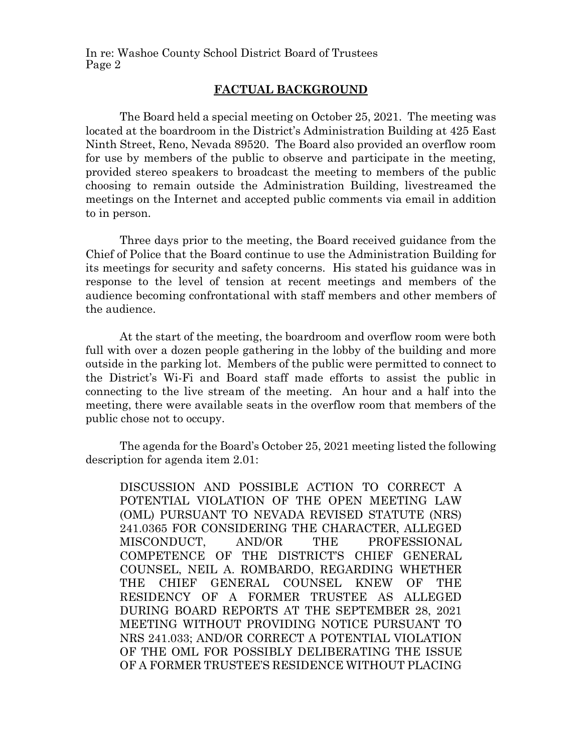## FACTUAL BACKGROUND

The Board held a special meeting on October 25, 2021. The meeting was located at the boardroom in the District's Administration Building at 425 East Ninth Street, Reno, Nevada 89520. The Board also provided an overflow room for use by members of the public to observe and participate in the meeting, provided stereo speakers to broadcast the meeting to members of the public choosing to remain outside the Administration Building, livestreamed the meetings on the Internet and accepted public comments via email in addition to in person.

Three days prior to the meeting, the Board received guidance from the Chief of Police that the Board continue to use the Administration Building for its meetings for security and safety concerns. His stated his guidance was in response to the level of tension at recent meetings and members of the audience becoming confrontational with staff members and other members of the audience.

At the start of the meeting, the boardroom and overflow room were both full with over a dozen people gathering in the lobby of the building and more outside in the parking lot. Members of the public were permitted to connect to the District's Wi-Fi and Board staff made efforts to assist the public in connecting to the live stream of the meeting. An hour and a half into the meeting, there were available seats in the overflow room that members of the public chose not to occupy.

The agenda for the Board's October 25, 2021 meeting listed the following description for agenda item 2.01:

> DISCUSSION AND POSSIBLE ACTION TO CORRECT A POTENTIAL VIOLATION OF THE OPEN MEETING LAW (OML) PURSUANT TO NEVADA REVISED STATUTE (NRS) 241.0365 FOR CONSIDERING THE CHARACTER, ALLEGED MISCONDUCT, AND/OR THE PROFESSIONAL COMPETENCE OF THE DISTRICT'S CHIEF GENERAL COUNSEL, NEIL A. ROMBARDO, REGARDING WHETHER THE CHIEF GENERAL COUNSEL KNEW OF THE RESIDENCY OF A FORMER TRUSTEE AS ALLEGED DURING BOARD REPORTS AT THE SEPTEMBER 28, 2021 MEETING WITHOUT PROVIDING NOTICE PURSUANT TO NRS 241.033; AND/OR CORRECT A POTENTIAL VIOLATION OF THE OML FOR POSSIBLY DELIBERATING THE ISSUE OF A FORMER TRUSTEE'S RESIDENCE WITHOUT PLACING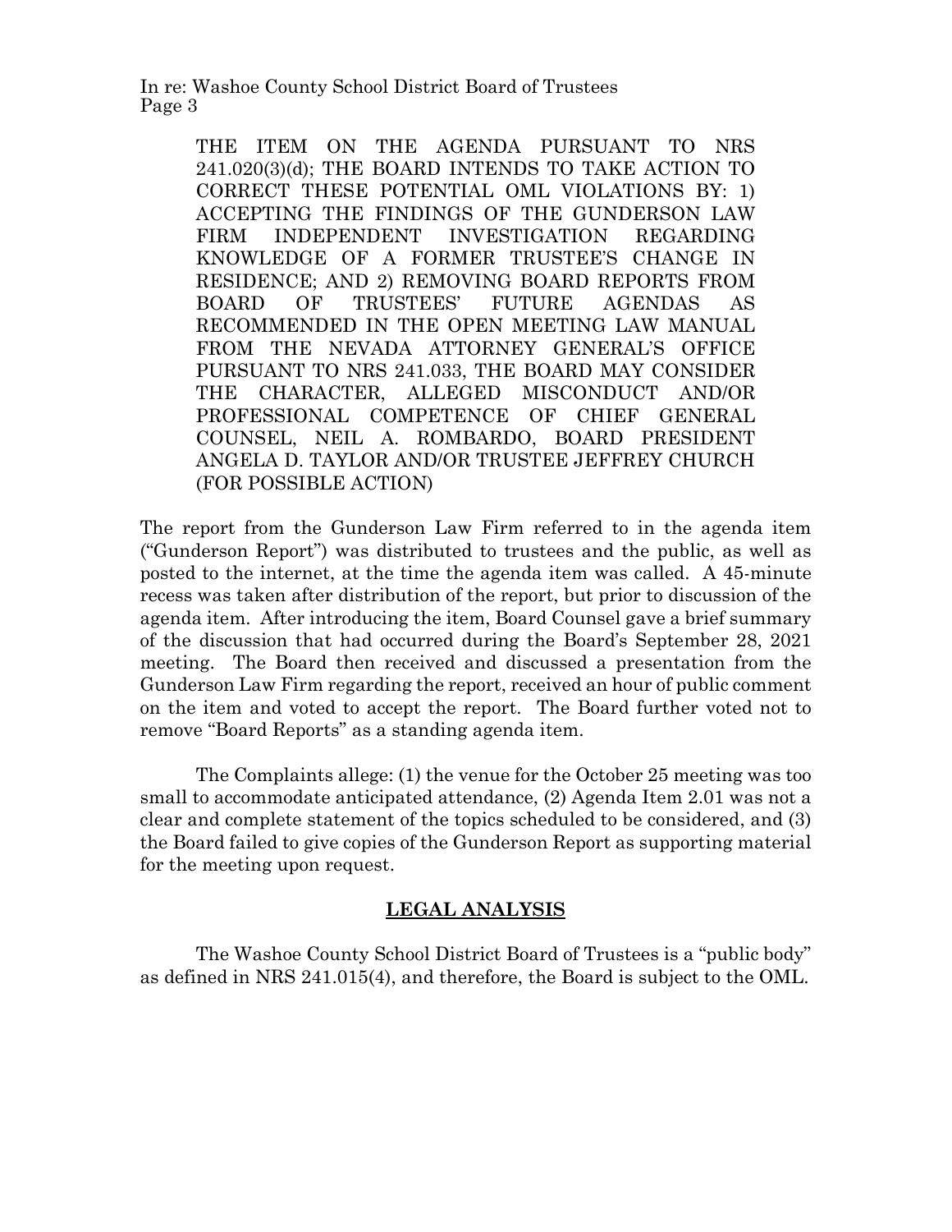> THE ITEM ON THE AGENDA PURSUANT TO NRS 241.020(3)(d); THE BOARD INTENDS TO TAKE ACTION TO CORRECT THESE POTENTIAL OML VIOLATIONS BY: 1) ACCEPTING THE FINDINGS OF THE GUNDERSON LAW FIRM INDEPENDENT INVESTIGATION REGARDING KNOWLEDGE OF A FORMER TRUSTEE'S CHANGE IN RESIDENCE; AND 2) REMOVING BOARD REPORTS FROM BOARD OF TRUSTEES' FUTURE AGENDAS AS RECOMMENDED IN THE OPEN MEETING LAW MANUAL FROM THE NEVADA ATTORNEY GENERAL'S OFFICE PURSUANT TO NRS 241.033, THE BOARD MAY CONSIDER THE CHARACTER, ALLEGED MISCONDUCT AND/OR PROFESSIONAL COMPETENCE OF CHIEF GENERAL COUNSEL, NEIL A. ROMBARDO, BOARD PRESIDENT ANGELA D. TAYLOR AND/OR TRUSTEE JEFFREY CHURCH (FOR POSSIBLE ACTION)

The report from the Gunderson Law Firm referred to in the agenda item ("Gunderson Report") was distributed to trustees and the public, as well as posted to the internet, at the time the agenda item was called. A 45-minute recess was taken after distribution of the report, but prior to discussion of the agenda item. After introducing the item, Board Counsel gave a brief summary of the discussion that had occurred during the Board's September 28, 2021 meeting. The Board then received and discussed a presentation from the Gunderson Law Firm regarding the report, received an hour of public comment on the item and voted to accept the report. The Board further voted not to remove "Board Reports" as a standing agenda item.

The Complaints allege: (1) the venue for the October 25 meeting was too small to accommodate anticipated attendance, (2) Agenda Item 2.01 was not a clear and complete statement of the topics scheduled to be considered, and (3) the Board failed to give copies of the Gunderson Report as supporting material for the meeting upon request.

## LEGAL ANALYSIS

The Washoe County School District Board of Trustees is a "public body" as defined in NRS 241.015(4), and therefore, the Board is subject to the OML.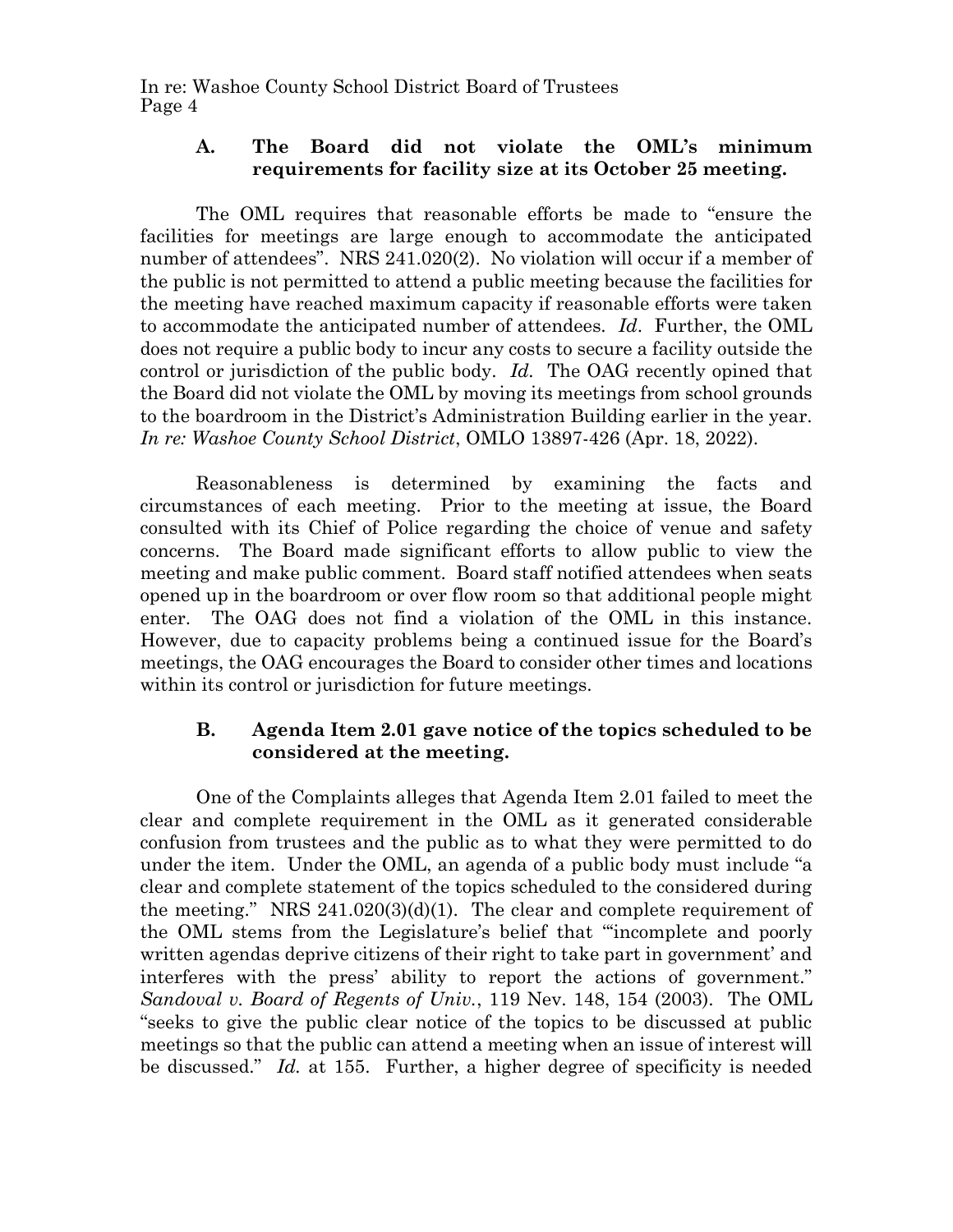### A. The Board did not violate the OML's minimum requirements for facility size at its October 25 meeting.

The OML requires that reasonable efforts be made to "ensure the facilities for meetings are large enough to accommodate the anticipated number of attendees". NRS 241.020(2). No violation will occur if a member of the public is not permitted to attend a public meeting because the facilities for the meeting have reached maximum capacity if reasonable efforts were taken to accommodate the anticipated number of attendees. *Id*. Further, the OML does not require a public body to incur any costs to secure a facility outside the control or jurisdiction of the public body. *Id.* The OAG recently opined that the Board did not violate the OML by moving its meetings from school grounds to the boardroom in the District's Administration Building earlier in the year. *In re: Washoe County School District*, OMLO 13897-426 (Apr. 18, 2022).

Reasonableness is determined by examining the facts and circumstances of each meeting. Prior to the meeting at issue, the Board consulted with its Chief of Police regarding the choice of venue and safety concerns. The Board made significant efforts to allow public to view the meeting and make public comment. Board staff notified attendees when seats opened up in the boardroom or over flow room so that additional people might enter. The OAG does not find a violation of the OML in this instance. However, due to capacity problems being a continued issue for the Board's meetings, the OAG encourages the Board to consider other times and locations within its control or jurisdiction for future meetings.

### B. Agenda Item 2.01 gave notice of the topics scheduled to be considered at the meeting.

One of the Complaints alleges that Agenda Item 2.01 failed to meet the clear and complete requirement in the OML as it generated considerable confusion from trustees and the public as to what they were permitted to do under the item. Under the OML, an agenda of a public body must include "a clear and complete statement of the topics scheduled to the considered during the meeting." NRS 241.020(3)(d)(1). The clear and complete requirement of the OML stems from the Legislature's belief that "'incomplete and poorly written agendas deprive citizens of their right to take part in government' and interferes with the press' ability to report the actions of government." *Sandoval v. Board of Regents of Univ.*, 119 Nev. 148, 154 (2003). The OML "seeks to give the public clear notice of the topics to be discussed at public meetings so that the public can attend a meeting when an issue of interest will be discussed." *Id.* at 155. Further, a higher degree of specificity is needed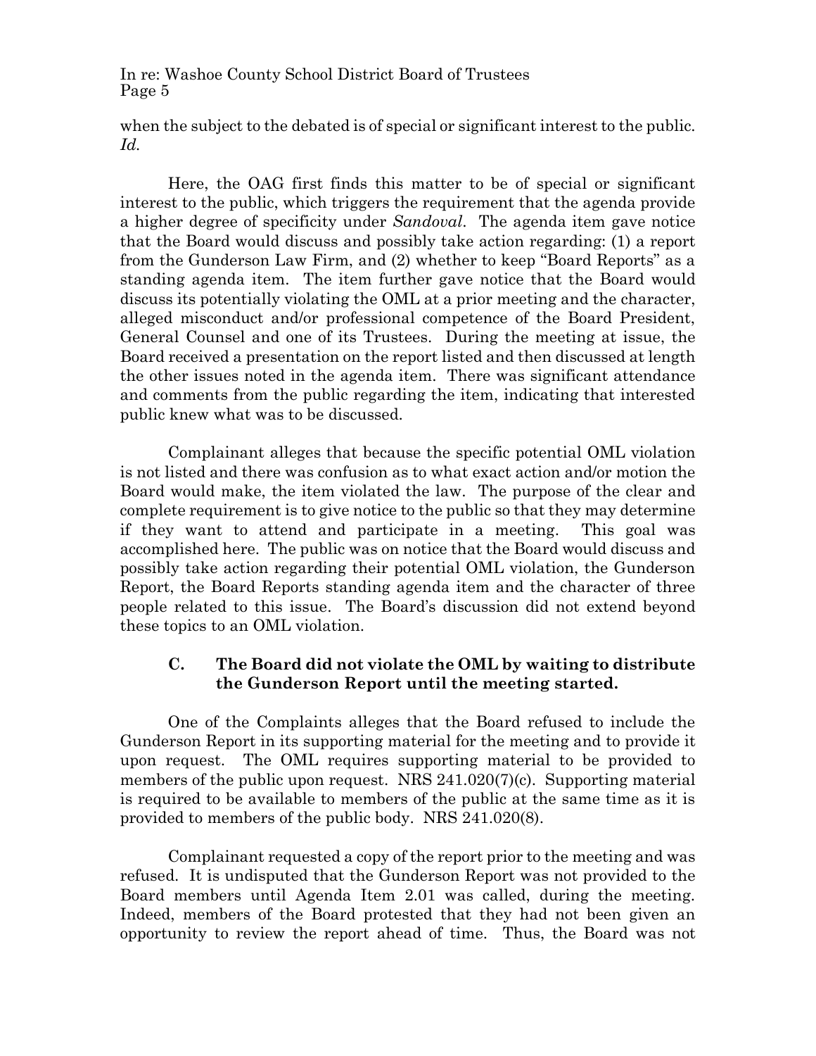when the subject to the debated is of special or significant interest to the public. *Id.*

Here, the OAG first finds this matter to be of special or significant interest to the public, which triggers the requirement that the agenda provide a higher degree of specificity under *Sandoval*. The agenda item gave notice that the Board would discuss and possibly take action regarding: (1) a report from the Gunderson Law Firm, and (2) whether to keep "Board Reports" as a standing agenda item. The item further gave notice that the Board would discuss its potentially violating the OML at a prior meeting and the character, alleged misconduct and/or professional competence of the Board President, General Counsel and one of its Trustees. During the meeting at issue, the Board received a presentation on the report listed and then discussed at length the other issues noted in the agenda item. There was significant attendance and comments from the public regarding the item, indicating that interested public knew what was to be discussed.

Complainant alleges that because the specific potential OML violation is not listed and there was confusion as to what exact action and/or motion the Board would make, the item violated the law. The purpose of the clear and complete requirement is to give notice to the public so that they may determine if they want to attend and participate in a meeting. This goal was accomplished here. The public was on notice that the Board would discuss and possibly take action regarding their potential OML violation, the Gunderson Report, the Board Reports standing agenda item and the character of three people related to this issue. The Board's discussion did not extend beyond these topics to an OML violation.

### C. The Board did not violate the OML by waiting to distribute the Gunderson Report until the meeting started.

One of the Complaints alleges that the Board refused to include the Gunderson Report in its supporting material for the meeting and to provide it upon request. The OML requires supporting material to be provided to members of the public upon request. NRS 241.020(7)(c). Supporting material is required to be available to members of the public at the same time as it is provided to members of the public body. NRS 241.020(8).

Complainant requested a copy of the report prior to the meeting and was refused. It is undisputed that the Gunderson Report was not provided to the Board members until Agenda Item 2.01 was called, during the meeting. Indeed, members of the Board protested that they had not been given an opportunity to review the report ahead of time. Thus, the Board was not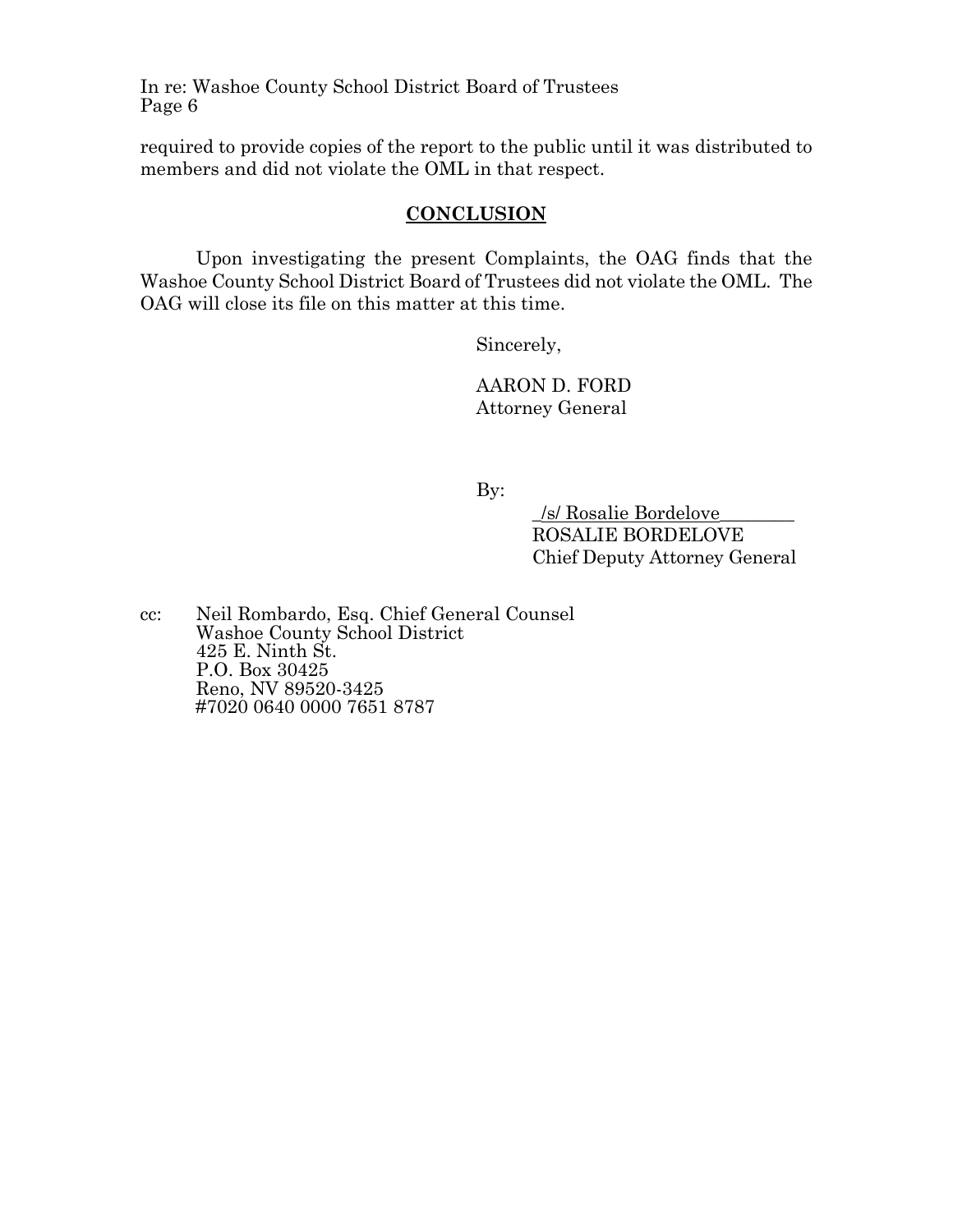required to provide copies of the report to the public until it was distributed to members and did not violate the OML in that respect.

## **CONCLUSION**

Upon investigating the present Complaints, the OAG finds that the Washoe County School District Board of Trustees did not violate the OML. The OAG will close its file on this matter at this time.

Sincerely,

AARON D. FORD
Attorney General

By:

_/s/ Rosalie Bordelove________
ROSALIE BORDELOVE
Chief Deputy Attorney General

cc: Neil Rombardo, Esq. Chief General Counsel
Washoe County School District
425 E. Ninth St.
P.O. Box 30425
Reno, NV 89520-3425
#7020 0640 0000 7651 8787